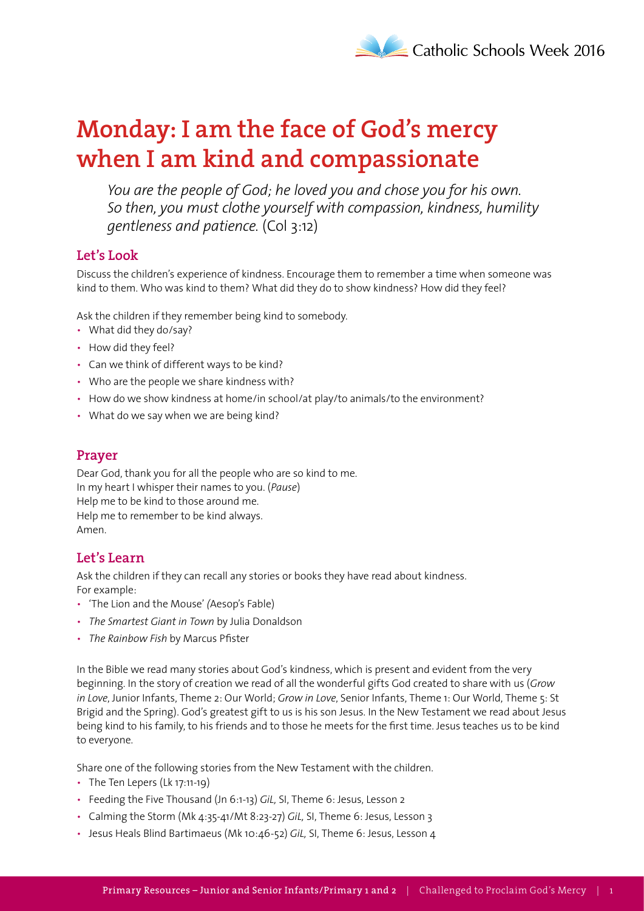# Monday: I am the face of God's mercy when I am kind and compassionate

> *You are the people of God; he loved you and chose you for his own. So then, you must clothe yourself with compassion, kindness, humility gentleness and patience.* (Col 3:12)

## Let's Look

Discuss the children's experience of kindness. Encourage them to remember a time when someone was kind to them. Who was kind to them? What did they do to show kindness? How did they feel?

Ask the children if they remember being kind to somebody.

- What did they do/say?
- How did they feel?
- Can we think of different ways to be kind?
- Who are the people we share kindness with?
- How do we show kindness at home/in school/at play/to animals/to the environment?
- What do we say when we are being kind?

## Prayer

Dear God, thank you for all the people who are so kind to me.
In my heart I whisper their names to you. (*Pause*)
Help me to be kind to those around me.
Help me to remember to be kind always.
Amen.

## Let's Learn

Ask the children if they can recall any stories or books they have read about kindness.
For example:

- 'The Lion and the Mouse' (Aesop's Fable)
- *The Smartest Giant in Town* by Julia Donaldson
- *The Rainbow Fish* by Marcus Pfister

In the Bible we read many stories about God's kindness, which is present and evident from the very beginning. In the story of creation we read of all the wonderful gifts God created to share with us (*Grow in Love*, Junior Infants, Theme 2: Our World; *Grow in Love*, Senior Infants, Theme 1: Our World, Theme 5: St Brigid and the Spring). God's greatest gift to us is his son Jesus. In the New Testament we read about Jesus being kind to his family, to his friends and to those he meets for the first time. Jesus teaches us to be kind to everyone.

Share one of the following stories from the New Testament with the children.

- The Ten Lepers (Lk 17:11-19)
- Feeding the Five Thousand (Jn 6:1-13) *GiL,* SI, Theme 6: Jesus, Lesson 2
- Calming the Storm (Mk 4:35-41/Mt 8:23-27) *GiL,* SI, Theme 6: Jesus, Lesson 3
- Jesus Heals Blind Bartimaeus (Mk 10:46-52) *GiL,* SI, Theme 6: Jesus, Lesson 4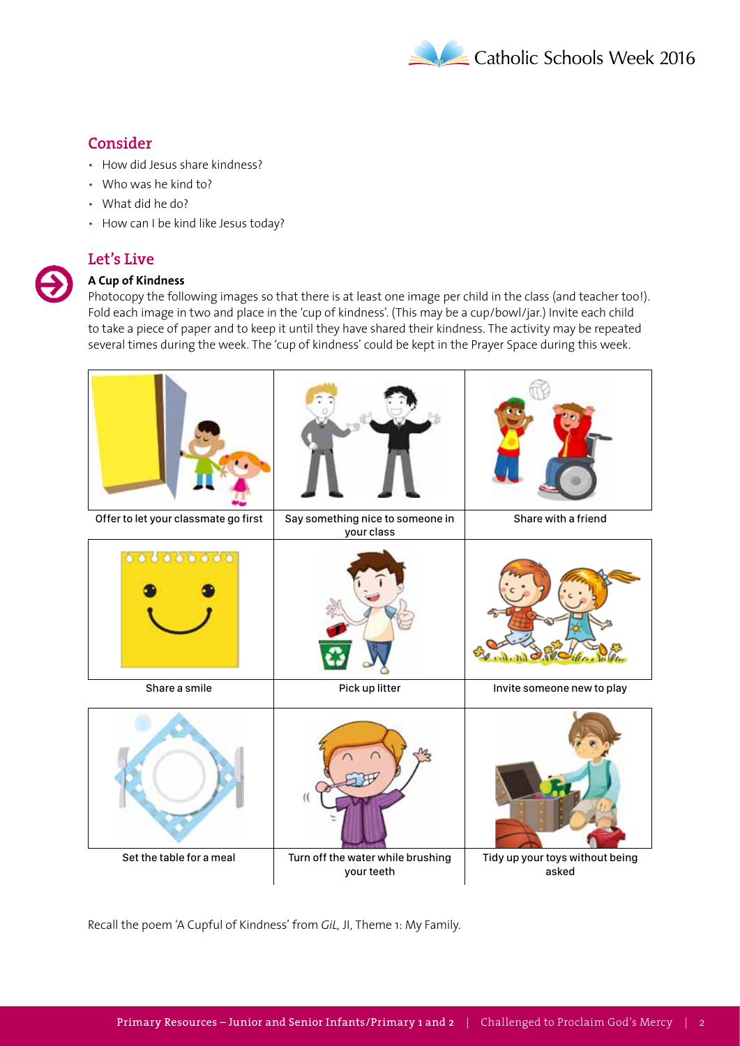## Consider

- How did Jesus share kindness?
- Who was he kind to?
- What did he do?
- How can I be kind like Jesus today?

## Let's Live

**A Cup of Kindness**

Photocopy the following images so that there is at least one image per child in the class (and teacher too!). Fold each image in two and place in the 'cup of kindness'. (This may be a cup/bowl/jar.) Invite each child to take a piece of paper and to keep it until they have shared their kindness. The activity may be repeated several times during the week. The 'cup of kindness' could be kept in the Prayer Space during this week.

| | | |
|---|---|---|
| Offer to let your classmate go first | Say something nice to someone in your class | Share with a friend |
| Share a smile | Pick up litter | Invite someone new to play |
| Set the table for a meal | Turn off the water while brushing your teeth | Tidy up your toys without being asked |

Recall the poem 'A Cupful of Kindness' from *GiL*, JI, Theme 1: My Family.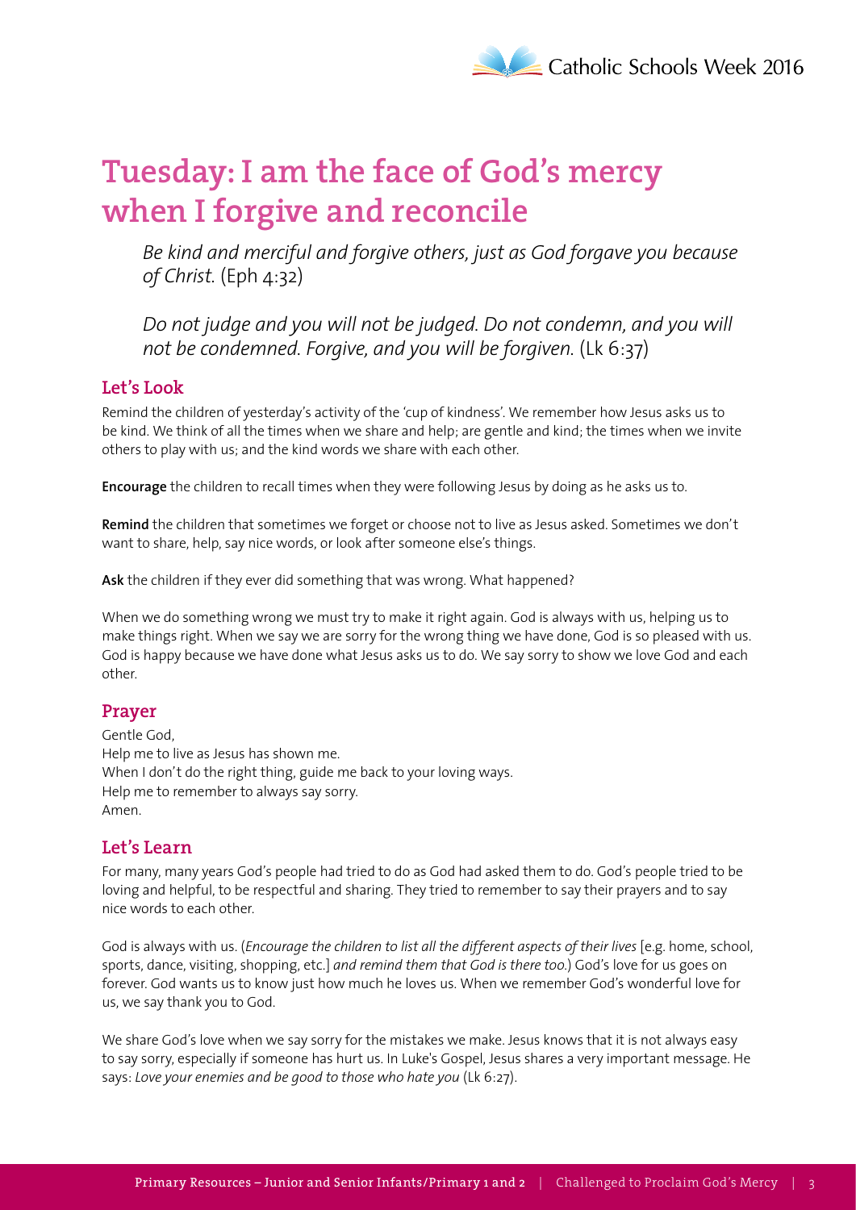# Tuesday: I am the face of God's mercy when I forgive and reconcile

*Be kind and merciful and forgive others, just as God forgave you because of Christ.* (Eph 4:32)

*Do not judge and you will not be judged. Do not condemn, and you will not be condemned. Forgive, and you will be forgiven.* (Lk 6:37)

## Let's Look

Remind the children of yesterday's activity of the 'cup of kindness'. We remember how Jesus asks us to be kind. We think of all the times when we share and help; are gentle and kind; the times when we invite others to play with us; and the kind words we share with each other.

**Encourage** the children to recall times when they were following Jesus by doing as he asks us to.

**Remind** the children that sometimes we forget or choose not to live as Jesus asked. Sometimes we don't want to share, help, say nice words, or look after someone else's things.

**Ask** the children if they ever did something that was wrong. What happened?

When we do something wrong we must try to make it right again. God is always with us, helping us to make things right. When we say we are sorry for the wrong thing we have done, God is so pleased with us. God is happy because we have done what Jesus asks us to do. We say sorry to show we love God and each other.

## Prayer

Gentle God,
Help me to live as Jesus has shown me.
When I don't do the right thing, guide me back to your loving ways.
Help me to remember to always say sorry.
Amen.

## Let's Learn

For many, many years God's people had tried to do as God had asked them to do. God's people tried to be loving and helpful, to be respectful and sharing. They tried to remember to say their prayers and to say nice words to each other.

God is always with us. (*Encourage the children to list all the different aspects of their lives* [e.g. home, school, sports, dance, visiting, shopping, etc.] *and remind them that God is there too.*) God's love for us goes on forever. God wants us to know just how much he loves us. When we remember God's wonderful love for us, we say thank you to God.

We share God's love when we say sorry for the mistakes we make. Jesus knows that it is not always easy to say sorry, especially if someone has hurt us. In Luke's Gospel, Jesus shares a very important message. He says: *Love your enemies and be good to those who hate you* (Lk 6:27).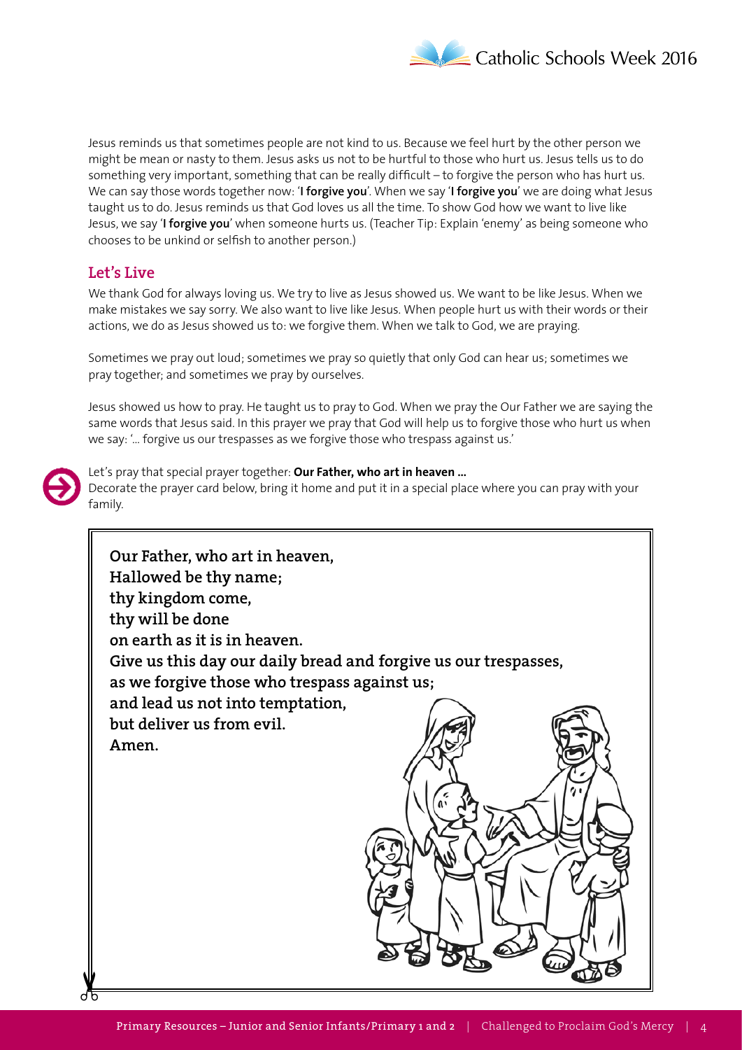Jesus reminds us that sometimes people are not kind to us. Because we feel hurt by the other person we might be mean or nasty to them. Jesus asks us not to be hurtful to those who hurt us. Jesus tells us to do something very important, something that can be really difficult – to forgive the person who has hurt us. We can say those words together now: '**I forgive you**'. When we say '**I forgive you**' we are doing what Jesus taught us to do. Jesus reminds us that God loves us all the time. To show God how we want to live like Jesus, we say '**I forgive you**' when someone hurts us. (Teacher Tip: Explain 'enemy' as being someone who chooses to be unkind or selfish to another person.)

## Let's Live

We thank God for always loving us. We try to live as Jesus showed us. We want to be like Jesus. When we make mistakes we say sorry. We also want to live like Jesus. When people hurt us with their words or their actions, we do as Jesus showed us to: we forgive them. When we talk to God, we are praying.

Sometimes we pray out loud; sometimes we pray so quietly that only God can hear us; sometimes we pray together; and sometimes we pray by ourselves.

Jesus showed us how to pray. He taught us to pray to God. When we pray the Our Father we are saying the same words that Jesus said. In this prayer we pray that God will help us to forgive those who hurt us when we say: '... forgive us our trespasses as we forgive those who trespass against us.'

Let's pray that special prayer together: **Our Father, who art in heaven ...**
Decorate the prayer card below, bring it home and put it in a special place where you can pray with your family.

**Our Father, who art in heaven,**
**Hallowed be thy name;**
**thy kingdom come,**
**thy will be done**
**on earth as it is in heaven.**
**Give us this day our daily bread and forgive us our trespasses,**
**as we forgive those who trespass against us;**
**and lead us not into temptation,**
**but deliver us from evil.**
**Amen.**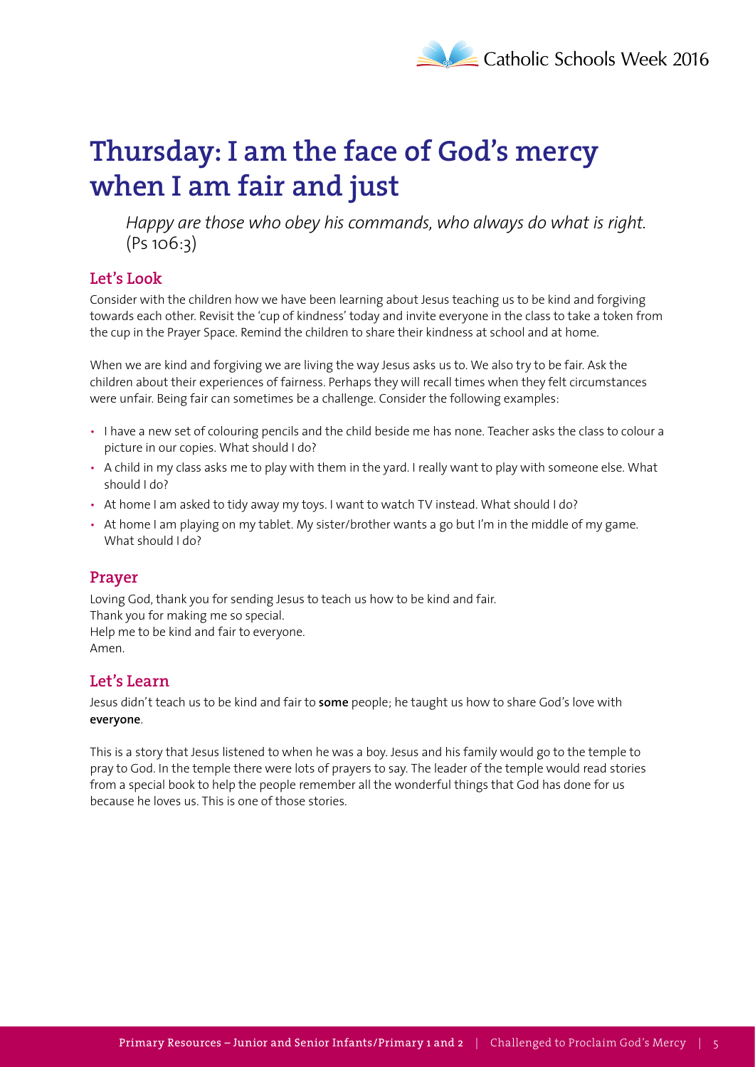# Thursday: I am the face of God's mercy when I am fair and just

*Happy are those who obey his commands, who always do what is right.* (Ps 106:3)

## Let's Look

Consider with the children how we have been learning about Jesus teaching us to be kind and forgiving towards each other. Revisit the 'cup of kindness' today and invite everyone in the class to take a token from the cup in the Prayer Space. Remind the children to share their kindness at school and at home.

When we are kind and forgiving we are living the way Jesus asks us to. We also try to be fair. Ask the children about their experiences of fairness. Perhaps they will recall times when they felt circumstances were unfair. Being fair can sometimes be a challenge. Consider the following examples:

- I have a new set of colouring pencils and the child beside me has none. Teacher asks the class to colour a picture in our copies. What should I do?
- A child in my class asks me to play with them in the yard. I really want to play with someone else. What should I do?
- At home I am asked to tidy away my toys. I want to watch TV instead. What should I do?
- At home I am playing on my tablet. My sister/brother wants a go but I'm in the middle of my game. What should I do?

## Prayer

Loving God, thank you for sending Jesus to teach us how to be kind and fair.
Thank you for making me so special.
Help me to be kind and fair to everyone.
Amen.

## Let's Learn

Jesus didn't teach us to be kind and fair to **some** people; he taught us how to share God's love with **everyone**.

This is a story that Jesus listened to when he was a boy. Jesus and his family would go to the temple to pray to God. In the temple there were lots of prayers to say. The leader of the temple would read stories from a special book to help the people remember all the wonderful things that God has done for us because he loves us. This is one of those stories.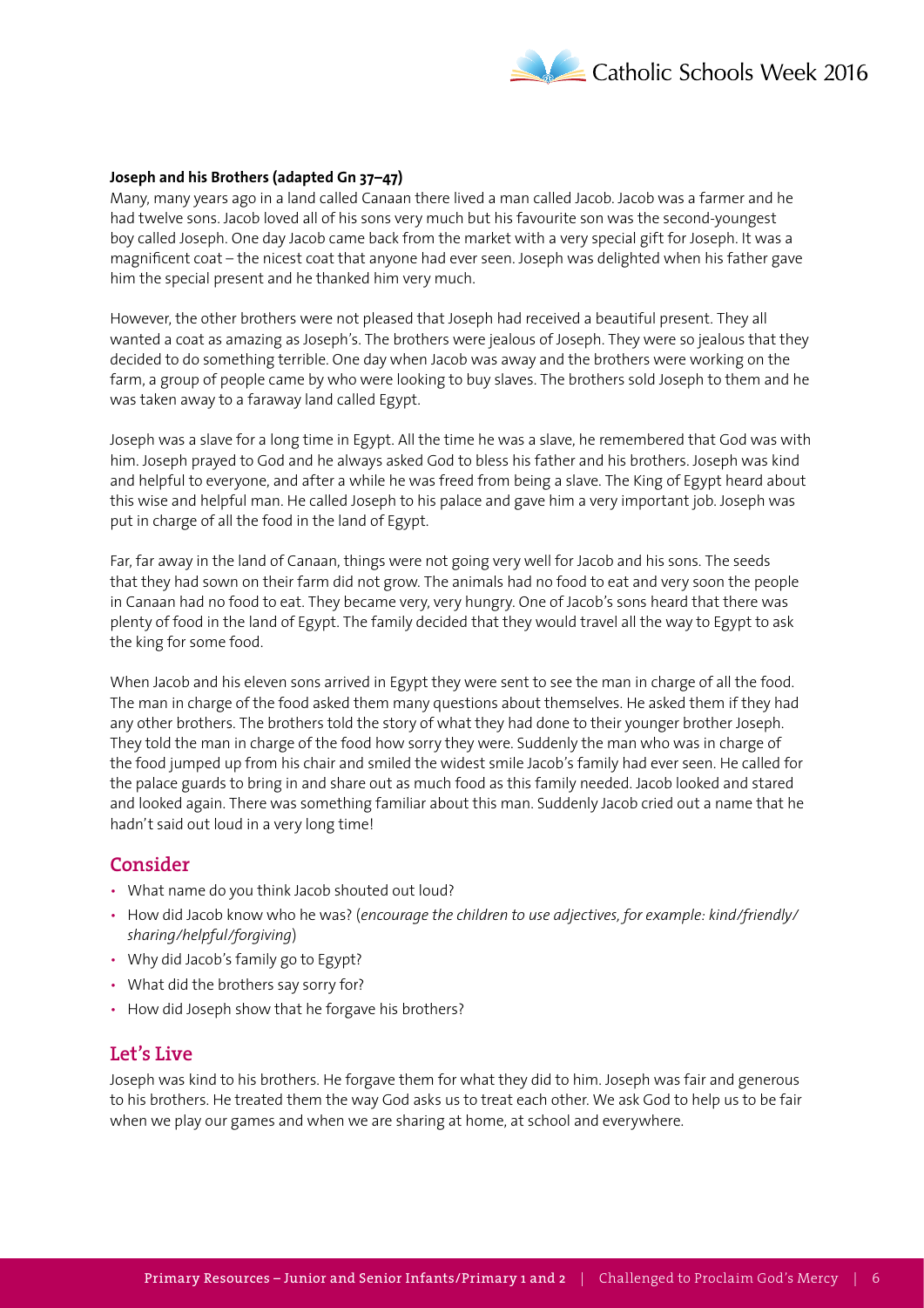**Joseph and his Brothers (adapted Gn 37–47)**

Many, many years ago in a land called Canaan there lived a man called Jacob. Jacob was a farmer and he had twelve sons. Jacob loved all of his sons very much but his favourite son was the second-youngest boy called Joseph. One day Jacob came back from the market with a very special gift for Joseph. It was a magnificent coat – the nicest coat that anyone had ever seen. Joseph was delighted when his father gave him the special present and he thanked him very much.

However, the other brothers were not pleased that Joseph had received a beautiful present. They all wanted a coat as amazing as Joseph's. The brothers were jealous of Joseph. They were so jealous that they decided to do something terrible. One day when Jacob was away and the brothers were working on the farm, a group of people came by who were looking to buy slaves. The brothers sold Joseph to them and he was taken away to a faraway land called Egypt.

Joseph was a slave for a long time in Egypt. All the time he was a slave, he remembered that God was with him. Joseph prayed to God and he always asked God to bless his father and his brothers. Joseph was kind and helpful to everyone, and after a while he was freed from being a slave. The King of Egypt heard about this wise and helpful man. He called Joseph to his palace and gave him a very important job. Joseph was put in charge of all the food in the land of Egypt.

Far, far away in the land of Canaan, things were not going very well for Jacob and his sons. The seeds that they had sown on their farm did not grow. The animals had no food to eat and very soon the people in Canaan had no food to eat. They became very, very hungry. One of Jacob's sons heard that there was plenty of food in the land of Egypt. The family decided that they would travel all the way to Egypt to ask the king for some food.

When Jacob and his eleven sons arrived in Egypt they were sent to see the man in charge of all the food. The man in charge of the food asked them many questions about themselves. He asked them if they had any other brothers. The brothers told the story of what they had done to their younger brother Joseph. They told the man in charge of the food how sorry they were. Suddenly the man who was in charge of the food jumped up from his chair and smiled the widest smile Jacob's family had ever seen. He called for the palace guards to bring in and share out as much food as this family needed. Jacob looked and stared and looked again. There was something familiar about this man. Suddenly Jacob cried out a name that he hadn't said out loud in a very long time!

## Consider

- What name do you think Jacob shouted out loud?
- How did Jacob know who he was? (*encourage the children to use adjectives, for example: kind/friendly/sharing/helpful/forgiving*)
- Why did Jacob's family go to Egypt?
- What did the brothers say sorry for?
- How did Joseph show that he forgave his brothers?

## Let's Live

Joseph was kind to his brothers. He forgave them for what they did to him. Joseph was fair and generous to his brothers. He treated them the way God asks us to treat each other. We ask God to help us to be fair when we play our games and when we are sharing at home, at school and everywhere.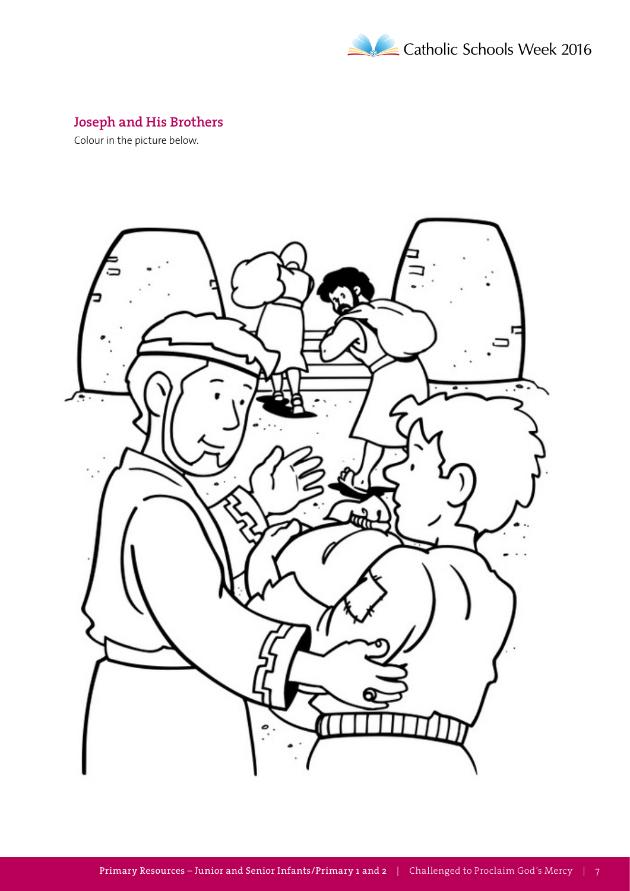## Joseph and His Brothers

Colour in the picture below.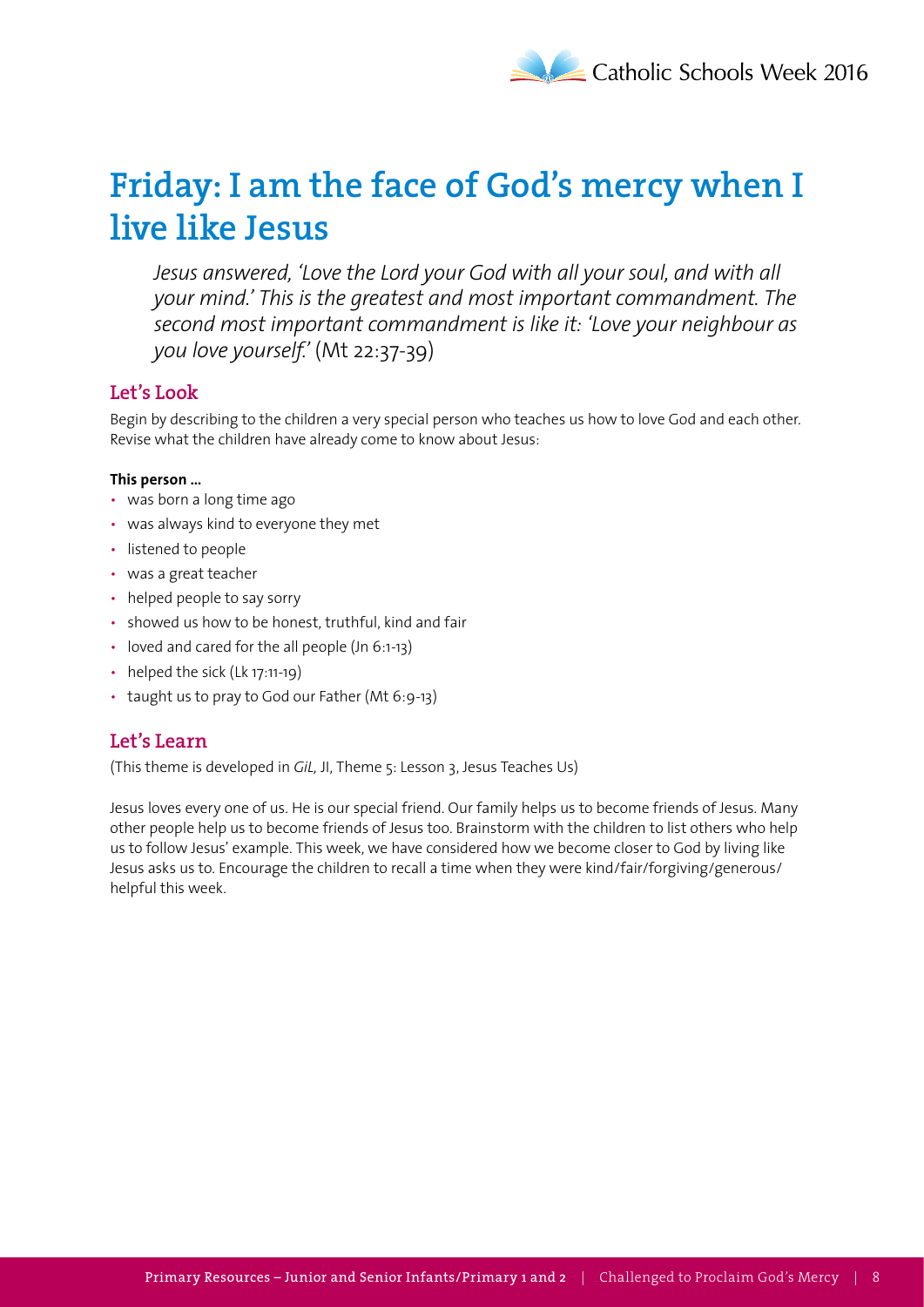# Friday: I am the face of God's mercy when I live like Jesus

*Jesus answered, 'Love the Lord your God with all your soul, and with all your mind.' This is the greatest and most important commandment. The second most important commandment is like it: 'Love your neighbour as you love yourself.'* (Mt 22:37-39)

## Let's Look

Begin by describing to the children a very special person who teaches us how to love God and each other. Revise what the children have already come to know about Jesus:

**This person ...**

- was born a long time ago
- was always kind to everyone they met
- listened to people
- was a great teacher
- helped people to say sorry
- showed us how to be honest, truthful, kind and fair
- loved and cared for the all people (Jn 6:1-13)
- helped the sick (Lk 17:11-19)
- taught us to pray to God our Father (Mt 6:9-13)

## Let's Learn

(This theme is developed in *GiL*, JI, Theme 5: Lesson 3, Jesus Teaches Us)

Jesus loves every one of us. He is our special friend. Our family helps us to become friends of Jesus. Many other people help us to become friends of Jesus too. Brainstorm with the children to list others who help us to follow Jesus' example. This week, we have considered how we become closer to God by living like Jesus asks us to. Encourage the children to recall a time when they were kind/fair/forgiving/generous/helpful this week.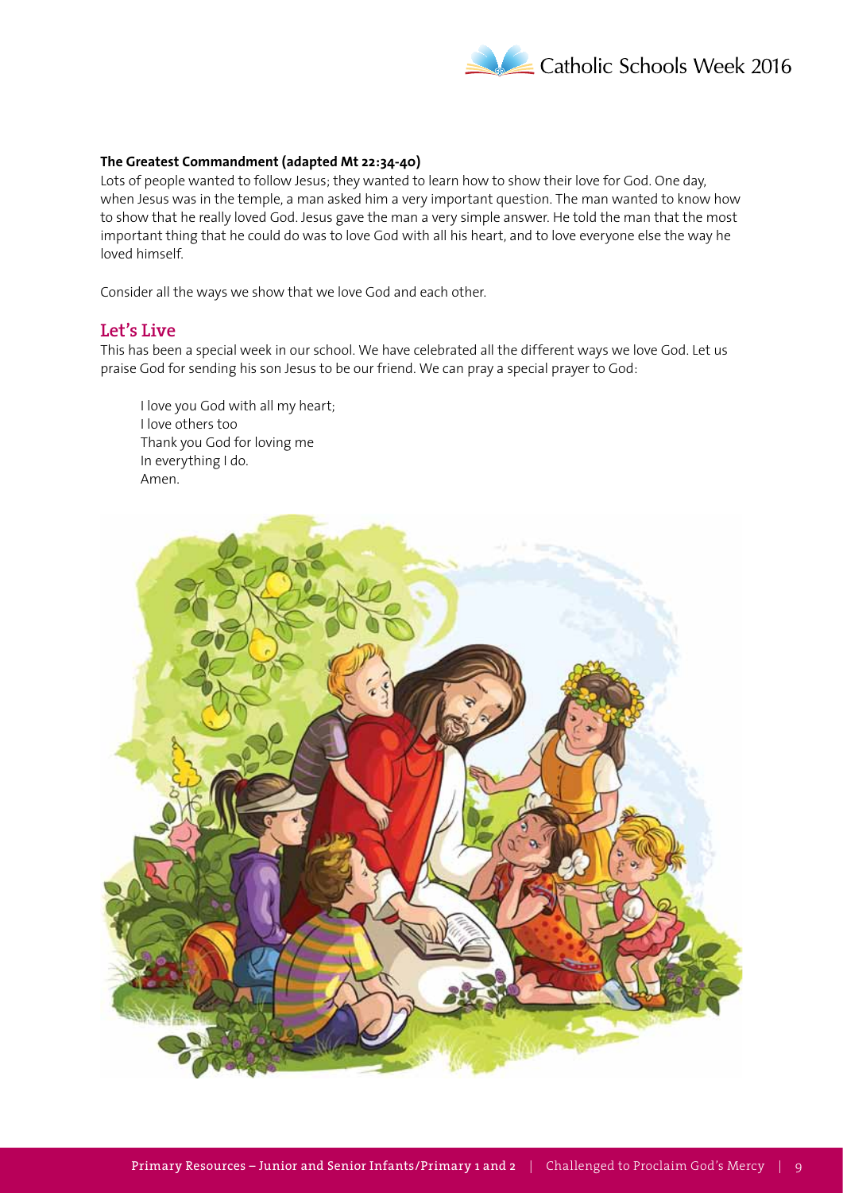**The Greatest Commandment (adapted Mt 22:34-40)**

Lots of people wanted to follow Jesus; they wanted to learn how to show their love for God. One day, when Jesus was in the temple, a man asked him a very important question. The man wanted to know how to show that he really loved God. Jesus gave the man a very simple answer. He told the man that the most important thing that he could do was to love God with all his heart, and to love everyone else the way he loved himself.

Consider all the ways we show that we love God and each other.

## Let's Live

This has been a special week in our school. We have celebrated all the different ways we love God. Let us praise God for sending his son Jesus to be our friend. We can pray a special prayer to God:

> I love you God with all my heart;
> I love others too
> Thank you God for loving me
> In everything I do.
> Amen.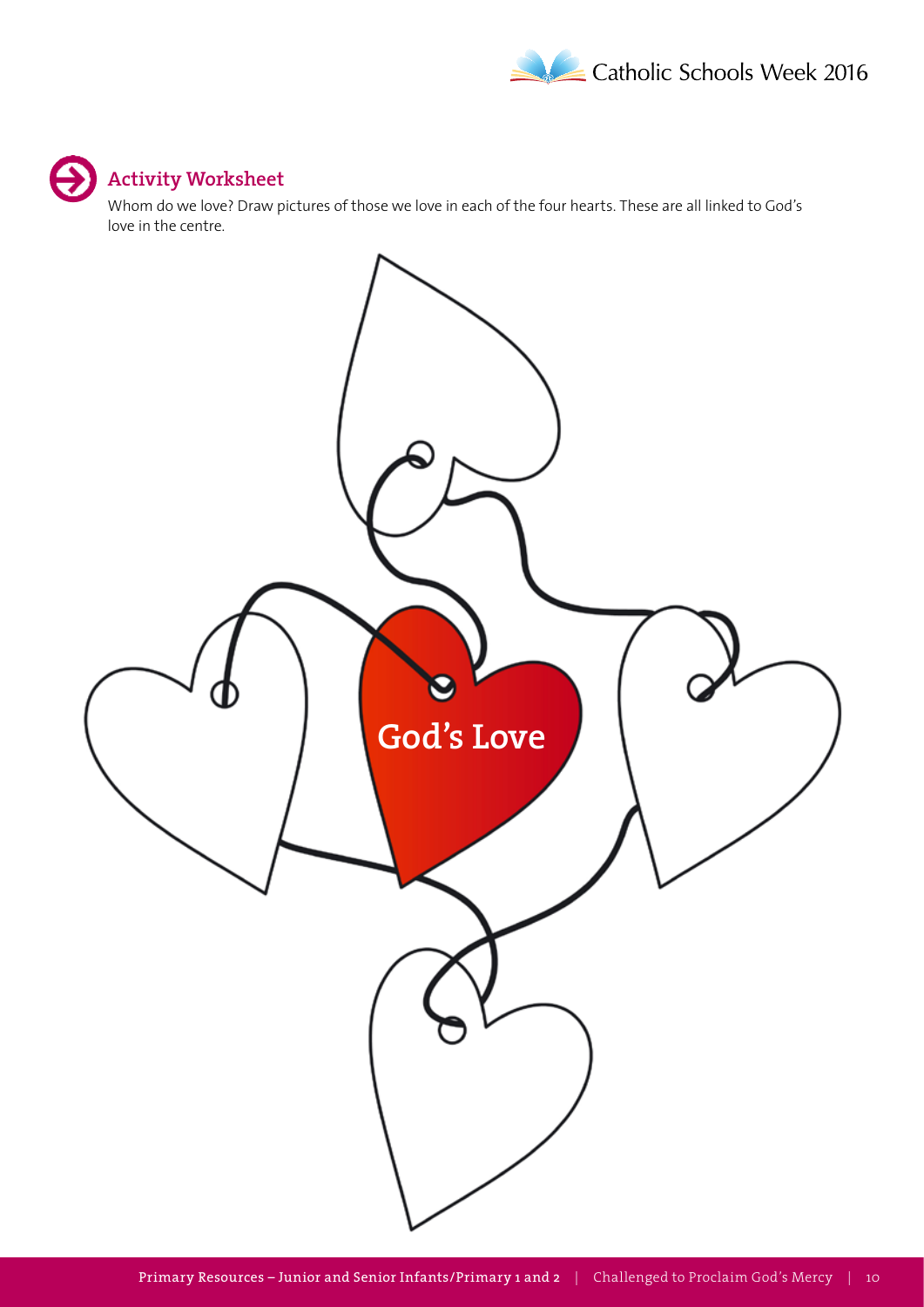## Activity Worksheet

Whom do we love? Draw pictures of those we love in each of the four hearts. These are all linked to God's love in the centre.

God's Love